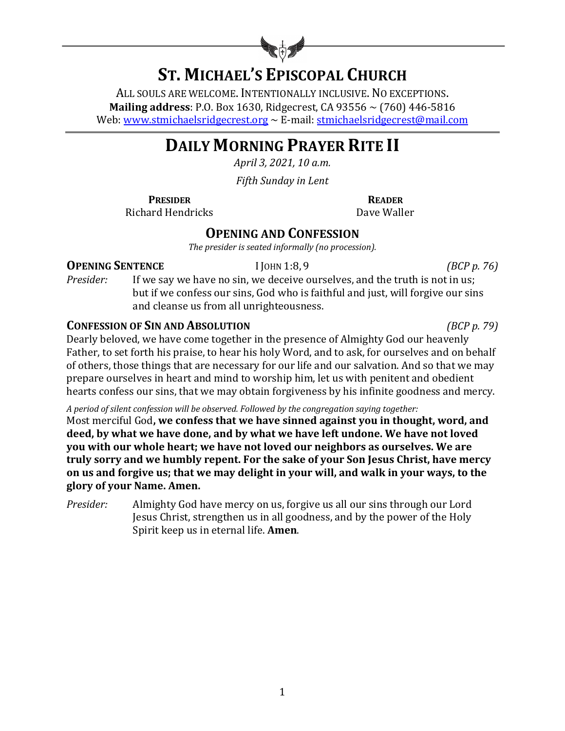# ST. MICHAEL'S EPISCOPAL CHURCH

ALL SOULS ARE WELCOME. INTENTIONALLY INCLUSIVE. NO EXCEPTIONS.
**Mailing address**: P.O. Box 1630, Ridgecrest, CA 93556 ~ (760) 446-5816
Web: www.stmichaelsridgecrest.org ~ E-mail: stmichaelsridgecrest@mail.com

# DAILY MORNING PRAYER RITE II

*April 3, 2021, 10 a.m.*

*Fifth Sunday in Lent*

**PRESIDER**
Richard Hendricks

**READER**
Dave Waller

## OPENING AND CONFESSION

*The presider is seated informally (no procession).*

**OPENING SENTENCE** I JOHN 1:8, 9 *(BCP p. 76)*

*Presider:* If we say we have no sin, we deceive ourselves, and the truth is not in us; but if we confess our sins, God who is faithful and just, will forgive our sins and cleanse us from all unrighteousness.

**CONFESSION OF SIN AND ABSOLUTION** *(BCP p. 79)*

Dearly beloved, we have come together in the presence of Almighty God our heavenly Father, to set forth his praise, to hear his holy Word, and to ask, for ourselves and on behalf of others, those things that are necessary for our life and our salvation. And so that we may prepare ourselves in heart and mind to worship him, let us with penitent and obedient hearts confess our sins, that we may obtain forgiveness by his infinite goodness and mercy.

*A period of silent confession will be observed. Followed by the congregation saying together:*

Most merciful God**, we confess that we have sinned against you in thought, word, and deed, by what we have done, and by what we have left undone. We have not loved you with our whole heart; we have not loved our neighbors as ourselves. We are truly sorry and we humbly repent. For the sake of your Son Jesus Christ, have mercy on us and forgive us; that we may delight in your will, and walk in your ways, to the glory of your Name. Amen.**

*Presider:* Almighty God have mercy on us, forgive us all our sins through our Lord Jesus Christ, strengthen us in all goodness, and by the power of the Holy Spirit keep us in eternal life. **Amen**.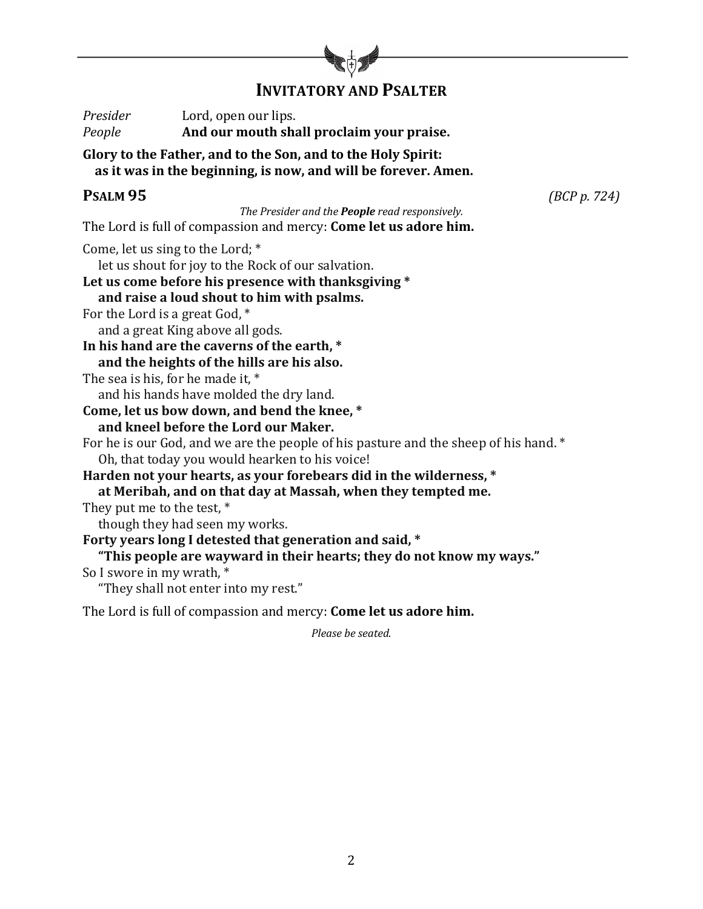## INVITATORY AND PSALTER

*Presider* Lord, open our lips.
*People* **And our mouth shall proclaim your praise.**

**Glory to the Father, and to the Son, and to the Holy Spirit:**
**as it was in the beginning, is now, and will be forever. Amen.**

### PSALM 95 *(BCP p. 724)*

*The Presider and the* ***People*** *read responsively.*

The Lord is full of compassion and mercy: **Come let us adore him.**

Come, let us sing to the Lord; *
let us shout for joy to the Rock of our salvation.
**Let us come before his presence with thanksgiving ***
**and raise a loud shout to him with psalms.**
For the Lord is a great God, *
and a great King above all gods.
**In his hand are the caverns of the earth, ***
**and the heights of the hills are his also.**
The sea is his, for he made it, *
and his hands have molded the dry land.
**Come, let us bow down, and bend the knee, ***
**and kneel before the Lord our Maker.**
For he is our God, and we are the people of his pasture and the sheep of his hand. *
Oh, that today you would hearken to his voice!
**Harden not your hearts, as your forebears did in the wilderness, ***
**at Meribah, and on that day at Massah, when they tempted me.**
They put me to the test, *
though they had seen my works.
**Forty years long I detested that generation and said, ***
**"This people are wayward in their hearts; they do not know my ways."**
So I swore in my wrath, *
"They shall not enter into my rest."

The Lord is full of compassion and mercy: **Come let us adore him.**

*Please be seated.*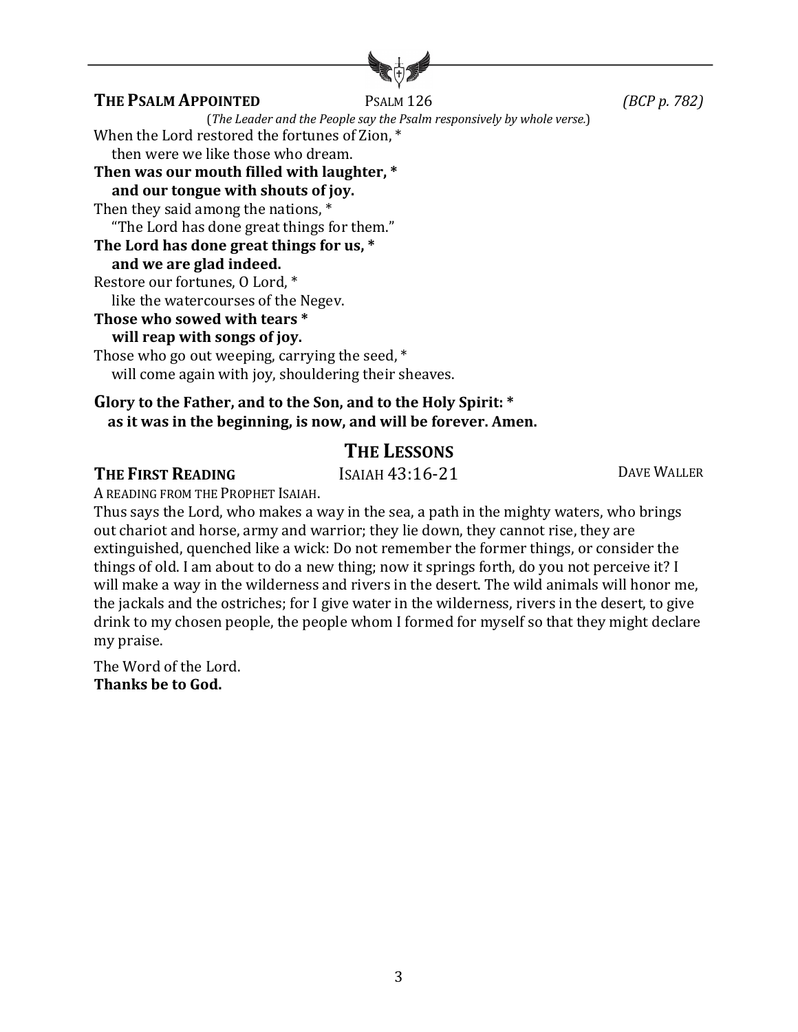**THE PSALM APPOINTED** PSALM 126 *(BCP p. 782)*

(*The Leader and the People say the Psalm responsively by whole verse.*)

When the Lord restored the fortunes of Zion, *
then were we like those who dream.

**Then was our mouth filled with laughter, ***
**and our tongue with shouts of joy.**

Then they said among the nations, *
"The Lord has done great things for them."

**The Lord has done great things for us, ***
**and we are glad indeed.**

Restore our fortunes, O Lord, *
like the watercourses of the Negev.

**Those who sowed with tears ***
**will reap with songs of joy.**

Those who go out weeping, carrying the seed, *
will come again with joy, shouldering their sheaves.

**Glory to the Father, and to the Son, and to the Holy Spirit: ***
**as it was in the beginning, is now, and will be forever. Amen.**

## THE LESSONS

**THE FIRST READING** ISAIAH 43:16-21 DAVE WALLER

A READING FROM THE PROPHET ISAIAH.

Thus says the Lord, who makes a way in the sea, a path in the mighty waters, who brings out chariot and horse, army and warrior; they lie down, they cannot rise, they are extinguished, quenched like a wick: Do not remember the former things, or consider the things of old. I am about to do a new thing; now it springs forth, do you not perceive it? I will make a way in the wilderness and rivers in the desert. The wild animals will honor me, the jackals and the ostriches; for I give water in the wilderness, rivers in the desert, to give drink to my chosen people, the people whom I formed for myself so that they might declare my praise.

The Word of the Lord.
**Thanks be to God.**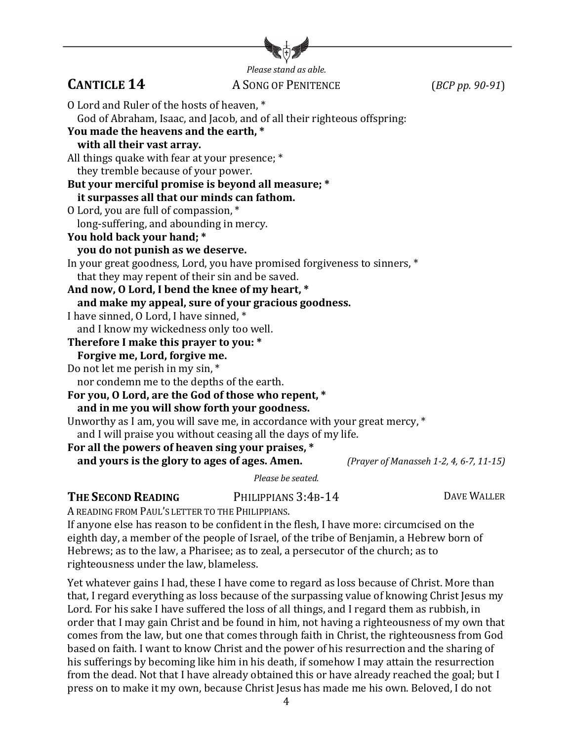*Please stand as able.*

## CANTICLE 14 A SONG OF PENITENCE (*BCP pp. 90-91*)

O Lord and Ruler of the hosts of heaven, *
God of Abraham, Isaac, and Jacob, and of all their righteous offspring:
**You made the heavens and the earth, ***
**with all their vast array.**
All things quake with fear at your presence; *
they tremble because of your power.
**But your merciful promise is beyond all measure; ***
**it surpasses all that our minds can fathom.**
O Lord, you are full of compassion, *
long-suffering, and abounding in mercy.
**You hold back your hand; ***
**you do not punish as we deserve.**
In your great goodness, Lord, you have promised forgiveness to sinners, *
that they may repent of their sin and be saved.
**And now, O Lord, I bend the knee of my heart, ***
**and make my appeal, sure of your gracious goodness.**
I have sinned, O Lord, I have sinned, *
and I know my wickedness only too well.
**Therefore I make this prayer to you: ***
**Forgive me, Lord, forgive me.**
Do not let me perish in my sin, *
nor condemn me to the depths of the earth.
**For you, O Lord, are the God of those who repent, ***
**and in me you will show forth your goodness.**
Unworthy as I am, you will save me, in accordance with your great mercy, *
and I will praise you without ceasing all the days of my life.
**For all the powers of heaven sing your praises, ***
**and yours is the glory to ages of ages. Amen.** *(Prayer of Manasseh 1-2, 4, 6-7, 11-15)*

*Please be seated.*

## THE SECOND READING PHILIPPIANS 3:4B-14 DAVE WALLER

A READING FROM PAUL'S LETTER TO THE PHILIPPIANS.

If anyone else has reason to be confident in the flesh, I have more: circumcised on the eighth day, a member of the people of Israel, of the tribe of Benjamin, a Hebrew born of Hebrews; as to the law, a Pharisee; as to zeal, a persecutor of the church; as to righteousness under the law, blameless.

Yet whatever gains I had, these I have come to regard as loss because of Christ. More than that, I regard everything as loss because of the surpassing value of knowing Christ Jesus my Lord. For his sake I have suffered the loss of all things, and I regard them as rubbish, in order that I may gain Christ and be found in him, not having a righteousness of my own that comes from the law, but one that comes through faith in Christ, the righteousness from God based on faith. I want to know Christ and the power of his resurrection and the sharing of his sufferings by becoming like him in his death, if somehow I may attain the resurrection from the dead. Not that I have already obtained this or have already reached the goal; but I press on to make it my own, because Christ Jesus has made me his own. Beloved, I do not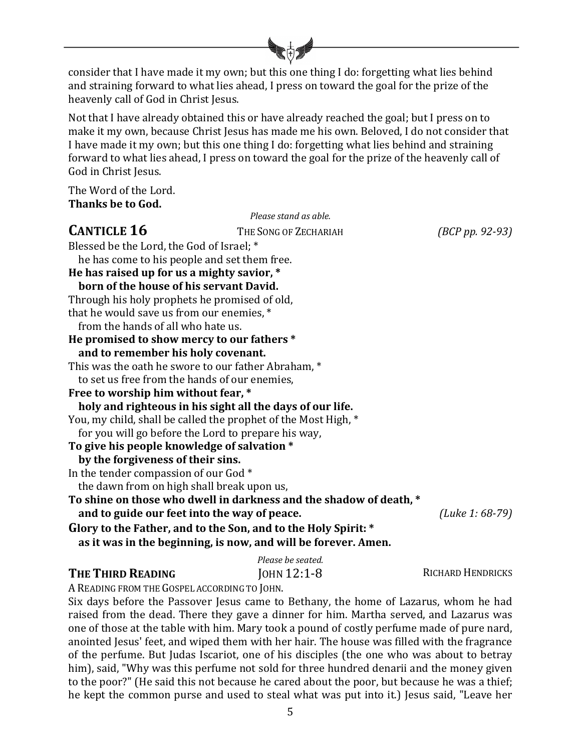consider that I have made it my own; but this one thing I do: forgetting what lies behind and straining forward to what lies ahead, I press on toward the goal for the prize of the heavenly call of God in Christ Jesus.

Not that I have already obtained this or have already reached the goal; but I press on to make it my own, because Christ Jesus has made me his own. Beloved, I do not consider that I have made it my own; but this one thing I do: forgetting what lies behind and straining forward to what lies ahead, I press on toward the goal for the prize of the heavenly call of God in Christ Jesus.

The Word of the Lord.
**Thanks be to God.**

*Please stand as able.*

## CANTICLE 16 — THE SONG OF ZECHARIAH *(BCP pp. 92-93)*

Blessed be the Lord, the God of Israel; *
he has come to his people and set them free.
**He has raised up for us a mighty savior, ***
**born of the house of his servant David.**
Through his holy prophets he promised of old,
that he would save us from our enemies, *
from the hands of all who hate us.
**He promised to show mercy to our fathers ***
**and to remember his holy covenant.**
This was the oath he swore to our father Abraham, *
to set us free from the hands of our enemies,
**Free to worship him without fear, ***
**holy and righteous in his sight all the days of our life.**
You, my child, shall be called the prophet of the Most High, *
for you will go before the Lord to prepare his way,
**To give his people knowledge of salvation ***
**by the forgiveness of their sins.**
In the tender compassion of our God *
the dawn from on high shall break upon us,
**To shine on those who dwell in darkness and the shadow of death, ***
**and to guide our feet into the way of peace.** *(Luke 1: 68-79)*
**Glory to the Father, and to the Son, and to the Holy Spirit: ***
**as it was in the beginning, is now, and will be forever. Amen.**

*Please be seated.*

## THE THIRD READING — JOHN 12:1-8 — RICHARD HENDRICKS

A READING FROM THE GOSPEL ACCORDING TO JOHN.
Six days before the Passover Jesus came to Bethany, the home of Lazarus, whom he had raised from the dead. There they gave a dinner for him. Martha served, and Lazarus was one of those at the table with him. Mary took a pound of costly perfume made of pure nard, anointed Jesus' feet, and wiped them with her hair. The house was filled with the fragrance of the perfume. But Judas Iscariot, one of his disciples (the one who was about to betray him), said, "Why was this perfume not sold for three hundred denarii and the money given to the poor?" (He said this not because he cared about the poor, but because he was a thief; he kept the common purse and used to steal what was put into it.) Jesus said, "Leave her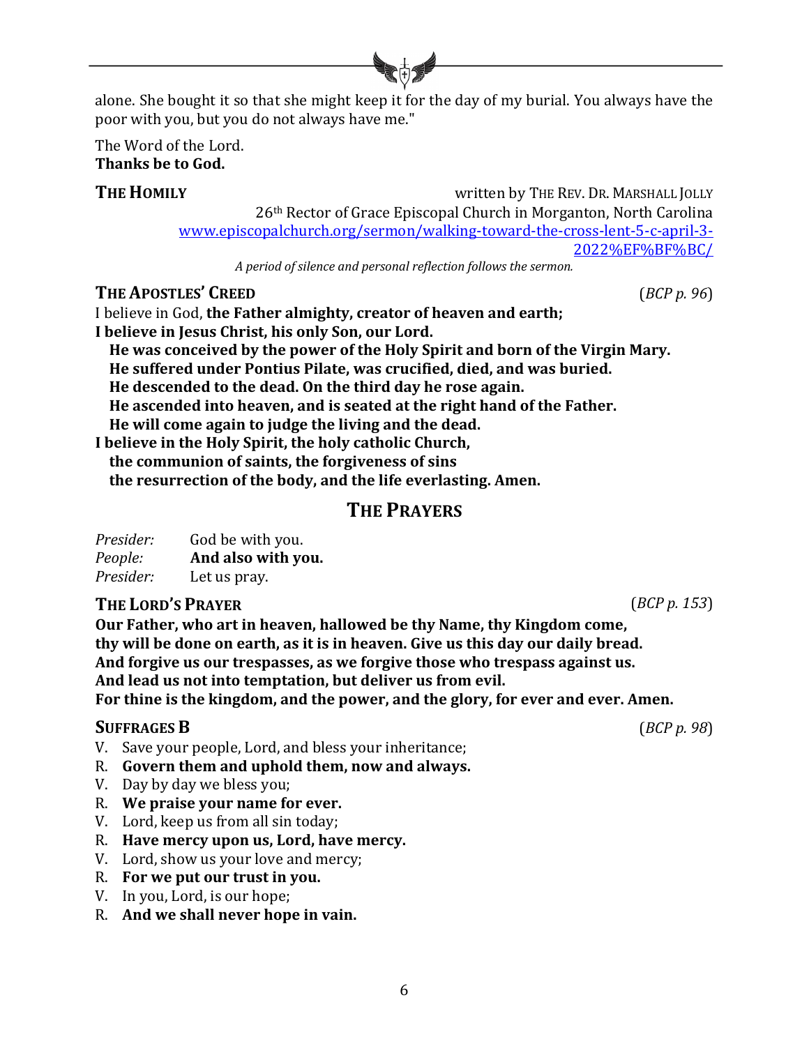alone. She bought it so that she might keep it for the day of my burial. You always have the poor with you, but you do not always have me."

The Word of the Lord.
**Thanks be to God.**

**THE HOMILY** written by THE REV. DR. MARSHALL JOLLY
26th Rector of Grace Episcopal Church in Morganton, North Carolina
www.episcopalchurch.org/sermon/walking-toward-the-cross-lent-5-c-april-3-2022%EF%BF%BC/

*A period of silence and personal reflection follows the sermon.*

**THE APOSTLES' CREED** (*BCP p. 96*)

I believe in God, **the Father almighty, creator of heaven and earth;**
**I believe in Jesus Christ, his only Son, our Lord.**
**He was conceived by the power of the Holy Spirit and born of the Virgin Mary.**
**He suffered under Pontius Pilate, was crucified, died, and was buried.**
**He descended to the dead. On the third day he rose again.**
**He ascended into heaven, and is seated at the right hand of the Father.**
**He will come again to judge the living and the dead.**
**I believe in the Holy Spirit, the holy catholic Church,**
**the communion of saints, the forgiveness of sins**
**the resurrection of the body, and the life everlasting. Amen.**

## THE PRAYERS

*Presider:* God be with you.
*People:* **And also with you.**
*Presider:* Let us pray.

**THE LORD'S PRAYER** (*BCP p. 153*)

**Our Father, who art in heaven, hallowed be thy Name, thy Kingdom come,**
**thy will be done on earth, as it is in heaven. Give us this day our daily bread.**
**And forgive us our trespasses, as we forgive those who trespass against us.**
**And lead us not into temptation, but deliver us from evil.**
**For thine is the kingdom, and the power, and the glory, for ever and ever. Amen.**

**SUFFRAGES B** (*BCP p. 98*)

V. Save your people, Lord, and bless your inheritance;
R. **Govern them and uphold them, now and always.**
V. Day by day we bless you;
R. **We praise your name for ever.**
V. Lord, keep us from all sin today;
R. **Have mercy upon us, Lord, have mercy.**
V. Lord, show us your love and mercy;
R. **For we put our trust in you.**
V. In you, Lord, is our hope;
R. **And we shall never hope in vain.**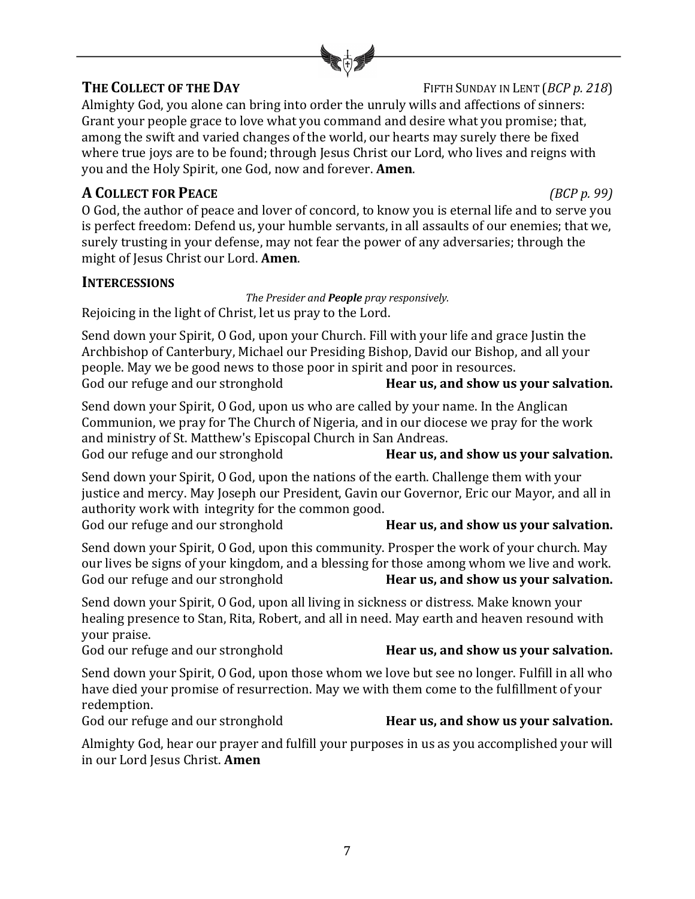## THE COLLECT OF THE DAY

FIFTH SUNDAY IN LENT (*BCP p. 218*)

Almighty God, you alone can bring into order the unruly wills and affections of sinners: Grant your people grace to love what you command and desire what you promise; that, among the swift and varied changes of the world, our hearts may surely there be fixed where true joys are to be found; through Jesus Christ our Lord, who lives and reigns with you and the Holy Spirit, one God, now and forever. **Amen**.

## A COLLECT FOR PEACE

*(BCP p. 99)*

O God, the author of peace and lover of concord, to know you is eternal life and to serve you is perfect freedom: Defend us, your humble servants, in all assaults of our enemies; that we, surely trusting in your defense, may not fear the power of any adversaries; through the might of Jesus Christ our Lord. **Amen**.

## INTERCESSIONS

*The Presider and **People** pray responsively.*

Rejoicing in the light of Christ, let us pray to the Lord.

Send down your Spirit, O God, upon your Church. Fill with your life and grace Justin the Archbishop of Canterbury, Michael our Presiding Bishop, David our Bishop, and all your people. May we be good news to those poor in spirit and poor in resources.
God our refuge and our stronghold **Hear us, and show us your salvation.**

Send down your Spirit, O God, upon us who are called by your name. In the Anglican Communion, we pray for The Church of Nigeria, and in our diocese we pray for the work and ministry of St. Matthew's Episcopal Church in San Andreas.
God our refuge and our stronghold **Hear us, and show us your salvation.**

Send down your Spirit, O God, upon the nations of the earth. Challenge them with your justice and mercy. May Joseph our President, Gavin our Governor, Eric our Mayor, and all in authority work with integrity for the common good.
God our refuge and our stronghold **Hear us, and show us your salvation.**

Send down your Spirit, O God, upon this community. Prosper the work of your church. May our lives be signs of your kingdom, and a blessing for those among whom we live and work.
God our refuge and our stronghold **Hear us, and show us your salvation.**

Send down your Spirit, O God, upon all living in sickness or distress. Make known your healing presence to Stan, Rita, Robert, and all in need. May earth and heaven resound with your praise.
God our refuge and our stronghold **Hear us, and show us your salvation.**

Send down your Spirit, O God, upon those whom we love but see no longer. Fulfill in all who have died your promise of resurrection. May we with them come to the fulfillment of your redemption.
God our refuge and our stronghold **Hear us, and show us your salvation.**

Almighty God, hear our prayer and fulfill your purposes in us as you accomplished your will in our Lord Jesus Christ. **Amen**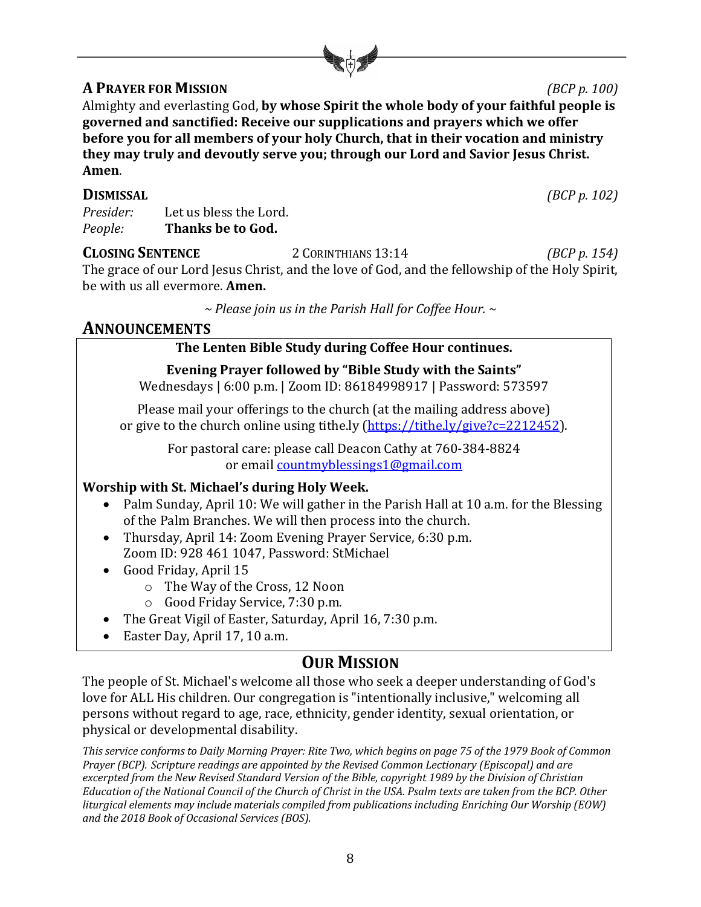### A Prayer for Mission *(BCP p. 100)*

Almighty and everlasting God, **by whose Spirit the whole body of your faithful people is governed and sanctified: Receive our supplications and prayers which we offer before you for all members of your holy Church, that in their vocation and ministry they may truly and devoutly serve you; through our Lord and Savior Jesus Christ. Amen**.

### Dismissal *(BCP p. 102)*

*Presider:* Let us bless the Lord.
*People:* **Thanks be to God.**

### Closing Sentence 2 Corinthians 13:14 *(BCP p. 154)*

The grace of our Lord Jesus Christ, and the love of God, and the fellowship of the Holy Spirit, be with us all evermore. **Amen.**

*~ Please join us in the Parish Hall for Coffee Hour. ~*

## Announcements

**The Lenten Bible Study during Coffee Hour continues.**

**Evening Prayer followed by "Bible Study with the Saints"**
Wednesdays | 6:00 p.m. | Zoom ID: 86184998917 | Password: 573597

Please mail your offerings to the church (at the mailing address above) or give to the church online using tithe.ly (https://tithe.ly/give?c=2212452).

For pastoral care: please call Deacon Cathy at 760-384-8824 or email countmyblessings1@gmail.com

**Worship with St. Michael's during Holy Week.**

- Palm Sunday, April 10: We will gather in the Parish Hall at 10 a.m. for the Blessing of the Palm Branches. We will then process into the church.
- Thursday, April 14: Zoom Evening Prayer Service, 6:30 p.m. Zoom ID: 928 461 1047, Password: StMichael
- Good Friday, April 15
  - The Way of the Cross, 12 Noon
  - Good Friday Service, 7:30 p.m.
- The Great Vigil of Easter, Saturday, April 16, 7:30 p.m.
- Easter Day, April 17, 10 a.m.

## Our Mission

The people of St. Michael's welcome all those who seek a deeper understanding of God's love for ALL His children. Our congregation is "intentionally inclusive," welcoming all persons without regard to age, race, ethnicity, gender identity, sexual orientation, or physical or developmental disability.

*This service conforms to Daily Morning Prayer: Rite Two, which begins on page 75 of the 1979 Book of Common Prayer (BCP). Scripture readings are appointed by the Revised Common Lectionary (Episcopal) and are excerpted from the New Revised Standard Version of the Bible, copyright 1989 by the Division of Christian Education of the National Council of the Church of Christ in the USA. Psalm texts are taken from the BCP. Other liturgical elements may include materials compiled from publications including Enriching Our Worship (EOW) and the 2018 Book of Occasional Services (BOS).*